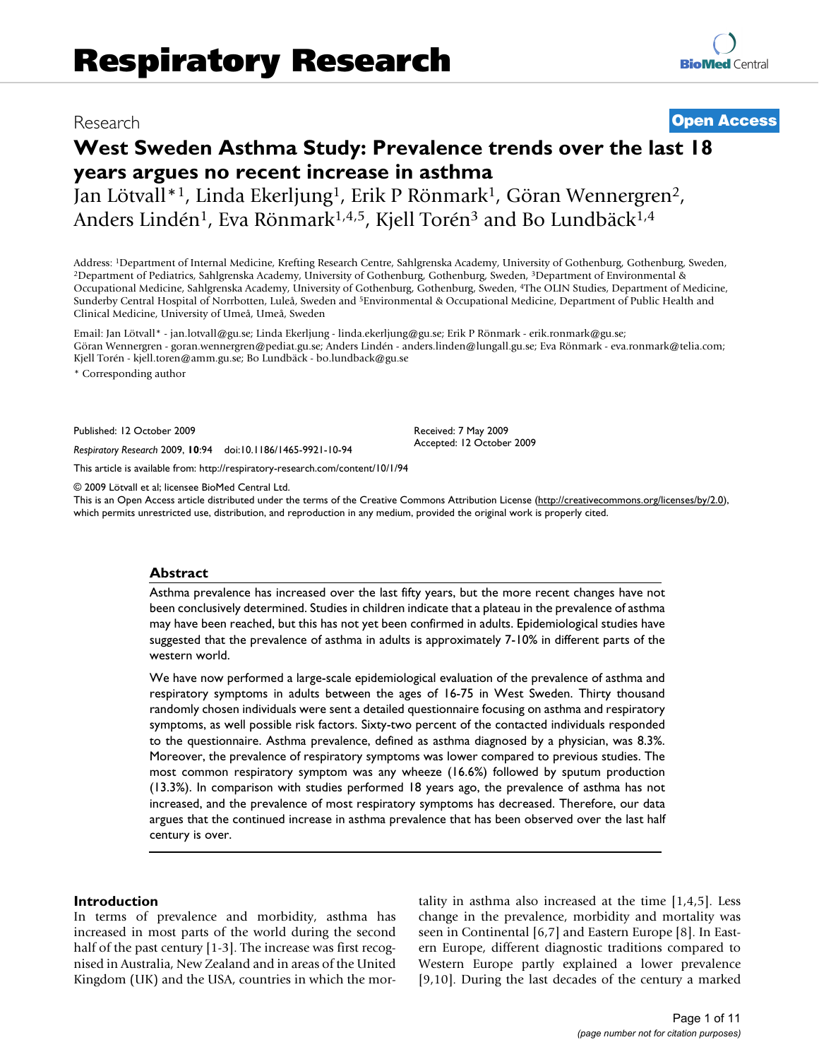Research

Open Access

# West Sweden Asthma Study: Prevalence trends over the last 18 years argues no recent increase in asthma

Jan Lötvall*[1], Linda Ekerljung[1], Erik P Rönmark[1], Göran Wennergren[2], Anders Lindén[1], Eva Rönmark[1,4,5], Kjell Torén[3] and Bo Lundbäck[1,4]

Address: [1]Department of Internal Medicine, Krefting Research Centre, Sahlgrenska Academy, University of Gothenburg, Gothenburg, Sweden, [2]Department of Pediatrics, Sahlgrenska Academy, University of Gothenburg, Gothenburg, Sweden, [3]Department of Environmental & Occupational Medicine, Sahlgrenska Academy, University of Gothenburg, Gothenburg, Sweden, [4]The OLIN Studies, Department of Medicine, Sunderby Central Hospital of Norrbotten, Luleå, Sweden and [5]Environmental & Occupational Medicine, Department of Public Health and Clinical Medicine, University of Umeå, Umeå, Sweden

Email: Jan Lötvall* - jan.lotvall@gu.se; Linda Ekerljung - linda.ekerljung@gu.se; Erik P Rönmark - erik.ronmark@gu.se; Göran Wennergren - goran.wennergren@pediat.gu.se; Anders Lindén - anders.linden@lungall.gu.se; Eva Rönmark - eva.ronmark@telia.com; Kjell Torén - kjell.toren@amm.gu.se; Bo Lundbäck - bo.lundback@gu.se

\* Corresponding author

Published: 12 October 2009

*Respiratory Research* 2009, **10**:94 doi:10.1186/1465-9921-10-94

Received: 7 May 2009
Accepted: 12 October 2009

This article is available from: http://respiratory-research.com/content/10/1/94

© 2009 Lötvall et al; licensee BioMed Central Ltd.
This is an Open Access article distributed under the terms of the Creative Commons Attribution License (http://creativecommons.org/licenses/by/2.0), which permits unrestricted use, distribution, and reproduction in any medium, provided the original work is properly cited.

## Abstract

Asthma prevalence has increased over the last fifty years, but the more recent changes have not been conclusively determined. Studies in children indicate that a plateau in the prevalence of asthma may have been reached, but this has not yet been confirmed in adults. Epidemiological studies have suggested that the prevalence of asthma in adults is approximately 7-10% in different parts of the western world.

We have now performed a large-scale epidemiological evaluation of the prevalence of asthma and respiratory symptoms in adults between the ages of 16-75 in West Sweden. Thirty thousand randomly chosen individuals were sent a detailed questionnaire focusing on asthma and respiratory symptoms, as well possible risk factors. Sixty-two percent of the contacted individuals responded to the questionnaire. Asthma prevalence, defined as asthma diagnosed by a physician, was 8.3%. Moreover, the prevalence of respiratory symptoms was lower compared to previous studies. The most common respiratory symptom was any wheeze (16.6%) followed by sputum production (13.3%). In comparison with studies performed 18 years ago, the prevalence of asthma has not increased, and the prevalence of most respiratory symptoms has decreased. Therefore, our data argues that the continued increase in asthma prevalence that has been observed over the last half century is over.

## Introduction

In terms of prevalence and morbidity, asthma has increased in most parts of the world during the second half of the past century [1-3]. The increase was first recognised in Australia, New Zealand and in areas of the United Kingdom (UK) and the USA, countries in which the mortality in asthma also increased at the time [1,4,5]. Less change in the prevalence, morbidity and mortality was seen in Continental [6,7] and Eastern Europe [8]. In Eastern Europe, different diagnostic traditions compared to Western Europe partly explained a lower prevalence [9,10]. During the last decades of the century a marked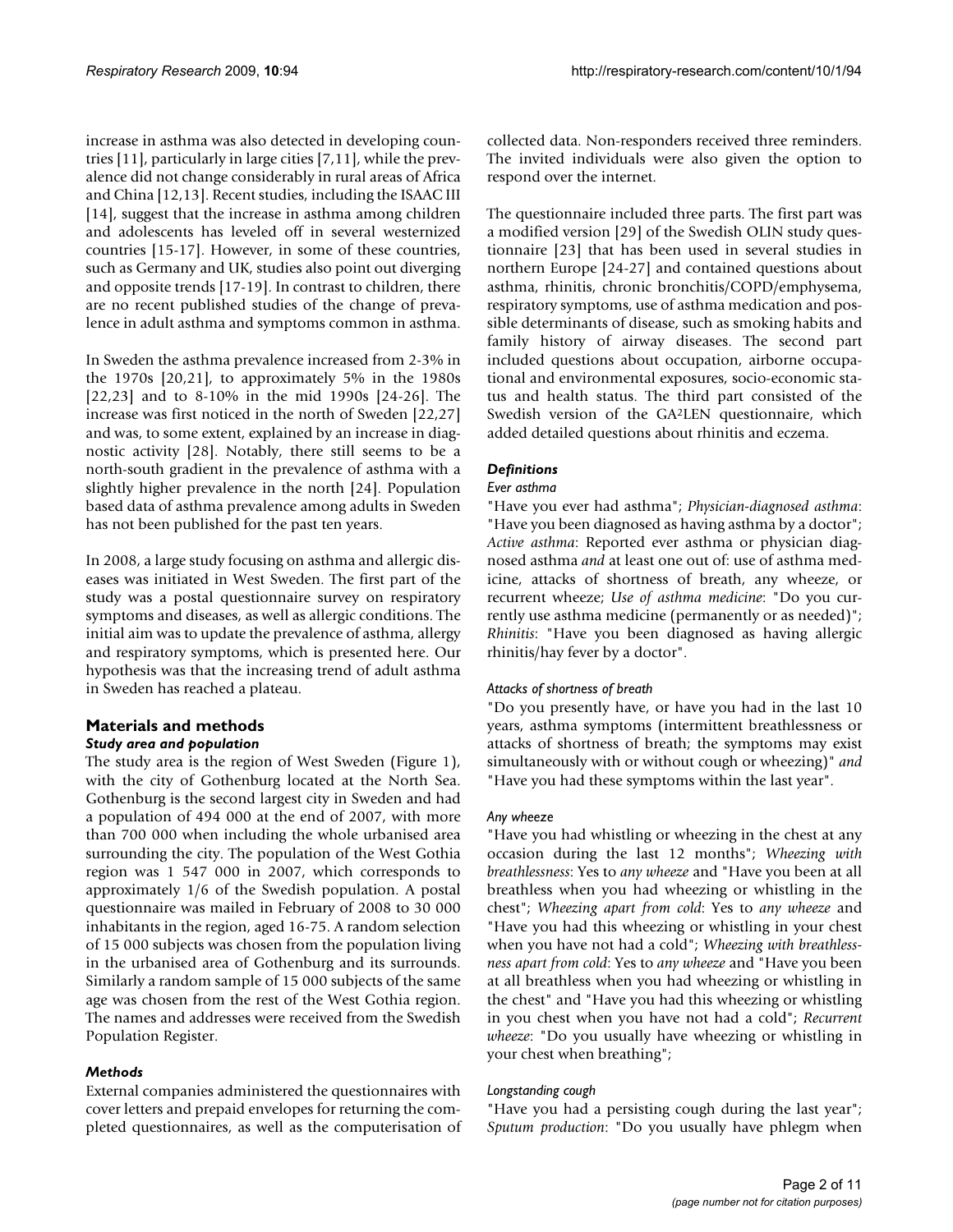increase in asthma was also detected in developing countries [11], particularly in large cities [7,11], while the prevalence did not change considerably in rural areas of Africa and China [12,13]. Recent studies, including the ISAAC III [14], suggest that the increase in asthma among children and adolescents has leveled off in several westernized countries [15-17]. However, in some of these countries, such as Germany and UK, studies also point out diverging and opposite trends [17-19]. In contrast to children, there are no recent published studies of the change of prevalence in adult asthma and symptoms common in asthma.

In Sweden the asthma prevalence increased from 2-3% in the 1970s [20,21], to approximately 5% in the 1980s [22,23] and to 8-10% in the mid 1990s [24-26]. The increase was first noticed in the north of Sweden [22,27] and was, to some extent, explained by an increase in diagnostic activity [28]. Notably, there still seems to be a north-south gradient in the prevalence of asthma with a slightly higher prevalence in the north [24]. Population based data of asthma prevalence among adults in Sweden has not been published for the past ten years.

In 2008, a large study focusing on asthma and allergic diseases was initiated in West Sweden. The first part of the study was a postal questionnaire survey on respiratory symptoms and diseases, as well as allergic conditions. The initial aim was to update the prevalence of asthma, allergy and respiratory symptoms, which is presented here. Our hypothesis was that the increasing trend of adult asthma in Sweden has reached a plateau.

## Materials and methods

### *Study area and population*

The study area is the region of West Sweden (Figure 1), with the city of Gothenburg located at the North Sea. Gothenburg is the second largest city in Sweden and had a population of 494 000 at the end of 2007, with more than 700 000 when including the whole urbanised area surrounding the city. The population of the West Gothia region was 1 547 000 in 2007, which corresponds to approximately 1/6 of the Swedish population. A postal questionnaire was mailed in February of 2008 to 30 000 inhabitants in the region, aged 16-75. A random selection of 15 000 subjects was chosen from the population living in the urbanised area of Gothenburg and its surrounds. Similarly a random sample of 15 000 subjects of the same age was chosen from the rest of the West Gothia region. The names and addresses were received from the Swedish Population Register.

### *Methods*

External companies administered the questionnaires with cover letters and prepaid envelopes for returning the completed questionnaires, as well as the computerisation of collected data. Non-responders received three reminders. The invited individuals were also given the option to respond over the internet.

The questionnaire included three parts. The first part was a modified version [29] of the Swedish OLIN study questionnaire [23] that has been used in several studies in northern Europe [24-27] and contained questions about asthma, rhinitis, chronic bronchitis/COPD/emphysema, respiratory symptoms, use of asthma medication and possible determinants of disease, such as smoking habits and family history of airway diseases. The second part included questions about occupation, airborne occupational and environmental exposures, socio-economic status and health status. The third part consisted of the Swedish version of the GA²LEN questionnaire, which added detailed questions about rhinitis and eczema.

### *Definitions*

#### *Ever asthma*

"Have you ever had asthma"; *Physician-diagnosed asthma*: "Have you been diagnosed as having asthma by a doctor"; *Active asthma*: Reported ever asthma or physician diagnosed asthma *and* at least one out of: use of asthma medicine, attacks of shortness of breath, any wheeze, or recurrent wheeze; *Use of asthma medicine*: "Do you currently use asthma medicine (permanently or as needed)"; *Rhinitis*: "Have you been diagnosed as having allergic rhinitis/hay fever by a doctor".

#### *Attacks of shortness of breath*

"Do you presently have, or have you had in the last 10 years, asthma symptoms (intermittent breathlessness or attacks of shortness of breath; the symptoms may exist simultaneously with or without cough or wheezing)" *and* "Have you had these symptoms within the last year".

#### *Any wheeze*

"Have you had whistling or wheezing in the chest at any occasion during the last 12 months"; *Wheezing with breathlessness*: Yes to *any wheeze* and "Have you been at all breathless when you had wheezing or whistling in the chest"; *Wheezing apart from cold*: Yes to *any wheeze* and "Have you had this wheezing or whistling in your chest when you have not had a cold"; *Wheezing with breathlessness apart from cold*: Yes to *any wheeze* and "Have you been at all breathless when you had wheezing or whistling in the chest" and "Have you had this wheezing or whistling in you chest when you have not had a cold"; *Recurrent wheeze*: "Do you usually have wheezing or whistling in your chest when breathing";

#### *Longstanding cough*

"Have you had a persisting cough during the last year"; *Sputum production*: "Do you usually have phlegm when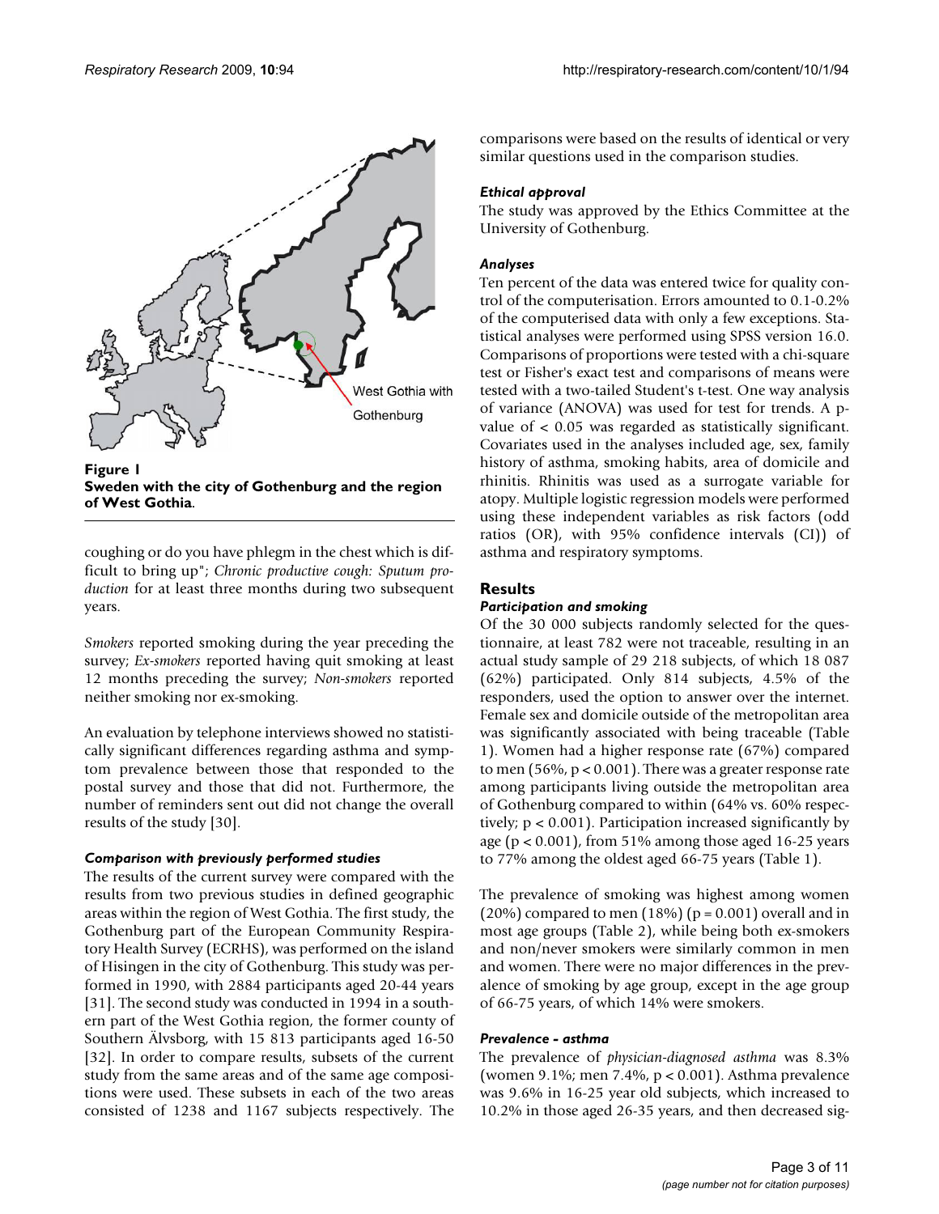Figure 1
**Sweden with the city of Gothenburg and the region of West Gothia.**

coughing or do you have phlegm in the chest which is difficult to bring up"; *Chronic productive cough: Sputum production* for at least three months during two subsequent years.

*Smokers* reported smoking during the year preceding the survey; *Ex-smokers* reported having quit smoking at least 12 months preceding the survey; *Non-smokers* reported neither smoking nor ex-smoking.

An evaluation by telephone interviews showed no statistically significant differences regarding asthma and symptom prevalence between those that responded to the postal survey and those that did not. Furthermore, the number of reminders sent out did not change the overall results of the study [30].

### *Comparison with previously performed studies*

The results of the current survey were compared with the results from two previous studies in defined geographic areas within the region of West Gothia. The first study, the Gothenburg part of the European Community Respiratory Health Survey (ECRHS), was performed on the island of Hisingen in the city of Gothenburg. This study was performed in 1990, with 2884 participants aged 20-44 years [31]. The second study was conducted in 1994 in a southern part of the West Gothia region, the former county of Southern Älvsborg, with 15 813 participants aged 16-50 [32]. In order to compare results, subsets of the current study from the same areas and of the same age compositions were used. These subsets in each of the two areas consisted of 1238 and 1167 subjects respectively. The comparisons were based on the results of identical or very similar questions used in the comparison studies.

### *Ethical approval*

The study was approved by the Ethics Committee at the University of Gothenburg.

### *Analyses*

Ten percent of the data was entered twice for quality control of the computerisation. Errors amounted to 0.1-0.2% of the computerised data with only a few exceptions. Statistical analyses were performed using SPSS version 16.0. Comparisons of proportions were tested with a chi-square test or Fisher's exact test and comparisons of means were tested with a two-tailed Student's t-test. One way analysis of variance (ANOVA) was used for test for trends. A p-value of $< 0.05$ was regarded as statistically significant. Covariates used in the analyses included age, sex, family history of asthma, smoking habits, area of domicile and rhinitis. Rhinitis was used as a surrogate variable for atopy. Multiple logistic regression models were performed using these independent variables as risk factors (odd ratios (OR), with 95% confidence intervals (CI)) of asthma and respiratory symptoms.

## Results

### *Participation and smoking*

Of the 30 000 subjects randomly selected for the questionnaire, at least 782 were not traceable, resulting in an actual study sample of 29 218 subjects, of which 18 087 (62%) participated. Only 814 subjects, 4.5% of the responders, used the option to answer over the internet. Female sex and domicile outside of the metropolitan area was significantly associated with being traceable (Table 1). Women had a higher response rate (67%) compared to men (56%, $p < 0.001$). There was a greater response rate among participants living outside the metropolitan area of Gothenburg compared to within (64% vs. 60% respectively; $p < 0.001$). Participation increased significantly by age ($p < 0.001$), from 51% among those aged 16-25 years to 77% among the oldest aged 66-75 years (Table 1).

The prevalence of smoking was highest among women (20%) compared to men (18%) ($p = 0.001$) overall and in most age groups (Table 2), while being both ex-smokers and non/never smokers were similarly common in men and women. There were no major differences in the prevalence of smoking by age group, except in the age group of 66-75 years, of which 14% were smokers.

### *Prevalence - asthma*

The prevalence of *physician-diagnosed asthma* was 8.3% (women 9.1%; men 7.4%, $p < 0.001$). Asthma prevalence was 9.6% in 16-25 year old subjects, which increased to 10.2% in those aged 26-35 years, and then decreased sig-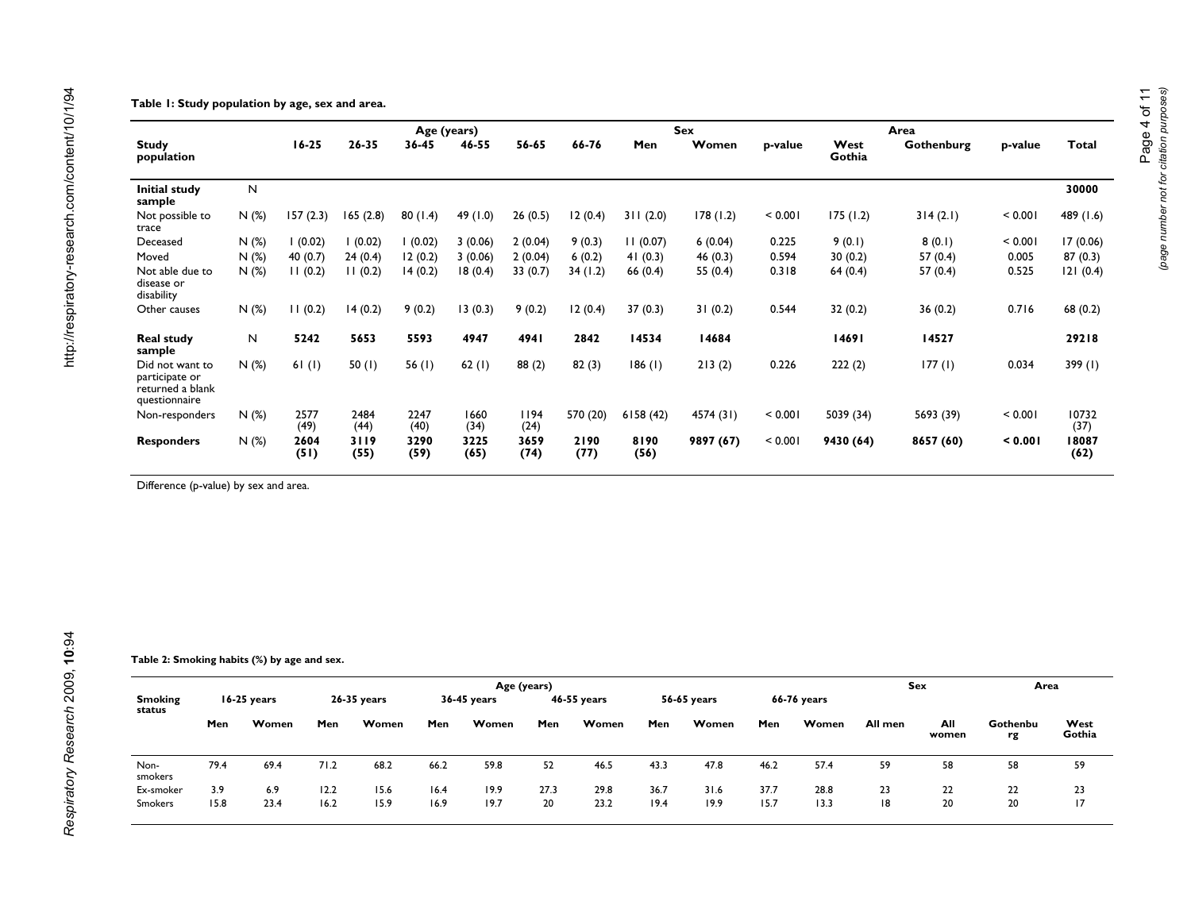**Table 1: Study population by age, sex and area.**

| Study population | | Age (years) | | | | | | Sex | | | Area | | | Total |
|---|---|---|---|---|---|---|---|---|---|---|---|---|---|---|
| | | 16-25 | 26-35 | 36-45 | 46-55 | 56-65 | 66-76 | Men | Women | p-value | West Gothia | Gothenburg | p-value | |
| **Initial study sample** | N | | | | | | | | | | | | | **30000** |
| Not possible to trace | N (%) | 157 (2.3) | 165 (2.8) | 80 (1.4) | 49 (1.0) | 26 (0.5) | 12 (0.4) | 311 (2.0) | 178 (1.2) | < 0.001 | 175 (1.2) | 314 (2.1) | < 0.001 | 489 (1.6) |
| Deceased | N (%) | 1 (0.02) | 1 (0.02) | 1 (0.02) | 3 (0.06) | 2 (0.04) | 9 (0.3) | 11 (0.07) | 6 (0.04) | 0.225 | 9 (0.1) | 8 (0.1) | < 0.001 | 17 (0.06) |
| Moved | N (%) | 40 (0.7) | 24 (0.4) | 12 (0.2) | 3 (0.06) | 2 (0.04) | 6 (0.2) | 41 (0.3) | 46 (0.3) | 0.594 | 30 (0.2) | 57 (0.4) | 0.005 | 87 (0.3) |
| Not able due to disease or disability | N (%) | 11 (0.2) | 11 (0.2) | 14 (0.2) | 18 (0.4) | 33 (0.7) | 34 (1.2) | 66 (0.4) | 55 (0.4) | 0.318 | 64 (0.4) | 57 (0.4) | 0.525 | 121 (0.4) |
| Other causes | N (%) | 11 (0.2) | 14 (0.2) | 9 (0.2) | 13 (0.3) | 9 (0.2) | 12 (0.4) | 37 (0.3) | 31 (0.2) | 0.544 | 32 (0.2) | 36 (0.2) | 0.716 | 68 (0.2) |
| **Real study sample** | N | **5242** | **5653** | **5593** | **4947** | **4941** | **2842** | **14534** | **14684** | | **14691** | **14527** | | **29218** |
| Did not want to participate or returned a blank questionnaire | N (%) | 61 (1) | 50 (1) | 56 (1) | 62 (1) | 88 (2) | 82 (3) | 186 (1) | 213 (2) | 0.226 | 222 (2) | 177 (1) | 0.034 | 399 (1) |
| Non-responders | N (%) | 2577 (49) | 2484 (44) | 2247 (40) | 1660 (34) | 1194 (24) | 570 (20) | 6158 (42) | 4574 (31) | < 0.001 | 5039 (34) | 5693 (39) | < 0.001 | 10732 (37) |
| **Responders** | N (%) | **2604 (51)** | **3119 (55)** | **3290 (59)** | **3225 (65)** | **3659 (74)** | **2190 (77)** | **8190 (56)** | **9897 (67)** | < 0.001 | **9430 (64)** | **8657 (60)** | **< 0.001** | **18087 (62)** |

Difference (p-value) by sex and area.

**Table 2: Smoking habits (%) by age and sex.**

| Smoking status | Age (years) | | | | | | | | | | | | Sex | | Area | |
|---|---|---|---|---|---|---|---|---|---|---|---|---|---|---|---|---|
| | 16-25 years | | 26-35 years | | 36-45 years | | 46-55 years | | 56-65 years | | 66-76 years | | | | | |
| | Men | Women | Men | Women | Men | Women | Men | Women | Men | Women | Men | Women | All men | All women | Gothenburg | West Gothia |
| Non-smokers | 79.4 | 69.4 | 71.2 | 68.2 | 66.2 | 59.8 | 52 | 46.5 | 43.3 | 47.8 | 46.2 | 57.4 | 59 | 58 | 58 | 59 |
| Ex-smoker | 3.9 | 6.9 | 12.2 | 15.6 | 16.4 | 19.9 | 27.3 | 29.8 | 36.7 | 31.6 | 37.7 | 28.8 | 23 | 22 | 22 | 23 |
| Smokers | 15.8 | 23.4 | 16.2 | 15.9 | 16.9 | 19.7 | 20 | 23.2 | 19.4 | 19.9 | 15.7 | 13.3 | 18 | 20 | 20 | 17 |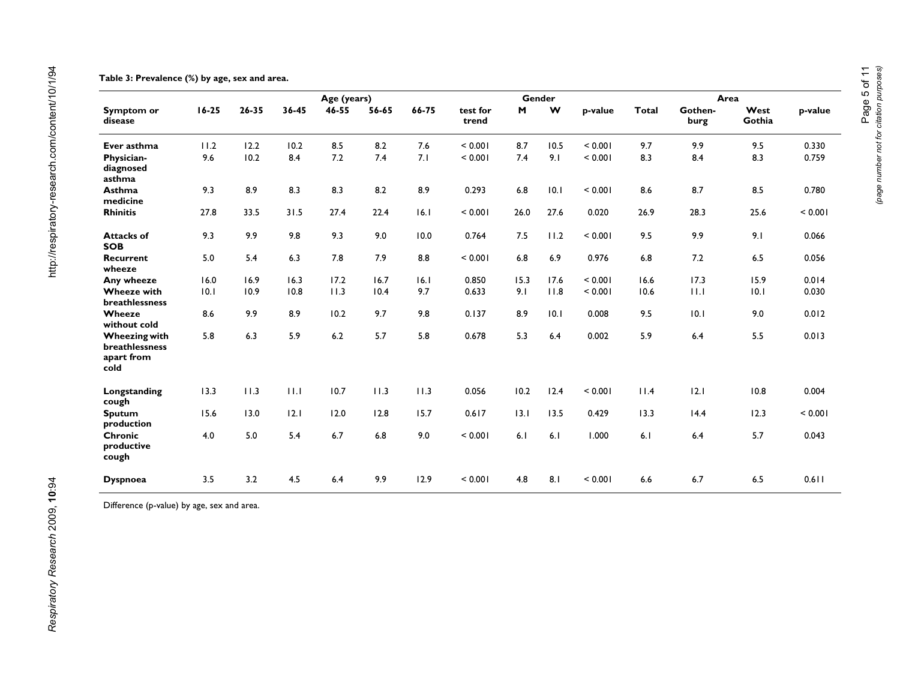**Table 3: Prevalence (%) by age, sex and area.**

| Symptom or disease | Age (years) | | | | | | | Gender | | | | Area | | |
|---|---|---|---|---|---|---|---|---|---|---|---|---|---|---|
| | 16-25 | 26-35 | 36-45 | 46-55 | 56-65 | 66-75 | test for trend | M | W | p-value | Total | Gothen-burg | West Gothia | p-value |
| **Ever asthma** | 11.2 | 12.2 | 10.2 | 8.5 | 8.2 | 7.6 | < 0.001 | 8.7 | 10.5 | < 0.001 | 9.7 | 9.9 | 9.5 | 0.330 |
| **Physician-diagnosed asthma** | 9.6 | 10.2 | 8.4 | 7.2 | 7.4 | 7.1 | < 0.001 | 7.4 | 9.1 | < 0.001 | 8.3 | 8.4 | 8.3 | 0.759 |
| **Asthma medicine** | 9.3 | 8.9 | 8.3 | 8.3 | 8.2 | 8.9 | 0.293 | 6.8 | 10.1 | < 0.001 | 8.6 | 8.7 | 8.5 | 0.780 |
| **Rhinitis** | 27.8 | 33.5 | 31.5 | 27.4 | 22.4 | 16.1 | < 0.001 | 26.0 | 27.6 | 0.020 | 26.9 | 28.3 | 25.6 | < 0.001 |
| **Attacks of SOB** | 9.3 | 9.9 | 9.8 | 9.3 | 9.0 | 10.0 | 0.764 | 7.5 | 11.2 | < 0.001 | 9.5 | 9.9 | 9.1 | 0.066 |
| **Recurrent wheeze** | 5.0 | 5.4 | 6.3 | 7.8 | 7.9 | 8.8 | < 0.001 | 6.8 | 6.9 | 0.976 | 6.8 | 7.2 | 6.5 | 0.056 |
| **Any wheeze** | 16.0 | 16.9 | 16.3 | 17.2 | 16.7 | 16.1 | 0.850 | 15.3 | 17.6 | < 0.001 | 16.6 | 17.3 | 15.9 | 0.014 |
| **Wheeze with breathlessness** | 10.1 | 10.9 | 10.8 | 11.3 | 10.4 | 9.7 | 0.633 | 9.1 | 11.8 | < 0.001 | 10.6 | 11.1 | 10.1 | 0.030 |
| **Wheeze without cold** | 8.6 | 9.9 | 8.9 | 10.2 | 9.7 | 9.8 | 0.137 | 8.9 | 10.1 | 0.008 | 9.5 | 10.1 | 9.0 | 0.012 |
| **Wheezing with breathlessness apart from cold** | 5.8 | 6.3 | 5.9 | 6.2 | 5.7 | 5.8 | 0.678 | 5.3 | 6.4 | 0.002 | 5.9 | 6.4 | 5.5 | 0.013 |
| **Longstanding cough** | 13.3 | 11.3 | 11.1 | 10.7 | 11.3 | 11.3 | 0.056 | 10.2 | 12.4 | < 0.001 | 11.4 | 12.1 | 10.8 | 0.004 |
| **Sputum production** | 15.6 | 13.0 | 12.1 | 12.0 | 12.8 | 15.7 | 0.617 | 13.1 | 13.5 | 0.429 | 13.3 | 14.4 | 12.3 | < 0.001 |
| **Chronic productive cough** | 4.0 | 5.0 | 5.4 | 6.7 | 6.8 | 9.0 | < 0.001 | 6.1 | 6.1 | 1.000 | 6.1 | 6.4 | 5.7 | 0.043 |
| **Dyspnoea** | 3.5 | 3.2 | 4.5 | 6.4 | 9.9 | 12.9 | < 0.001 | 4.8 | 8.1 | < 0.001 | 6.6 | 6.7 | 6.5 | 0.611 |

Difference (p-value) by age, sex and area.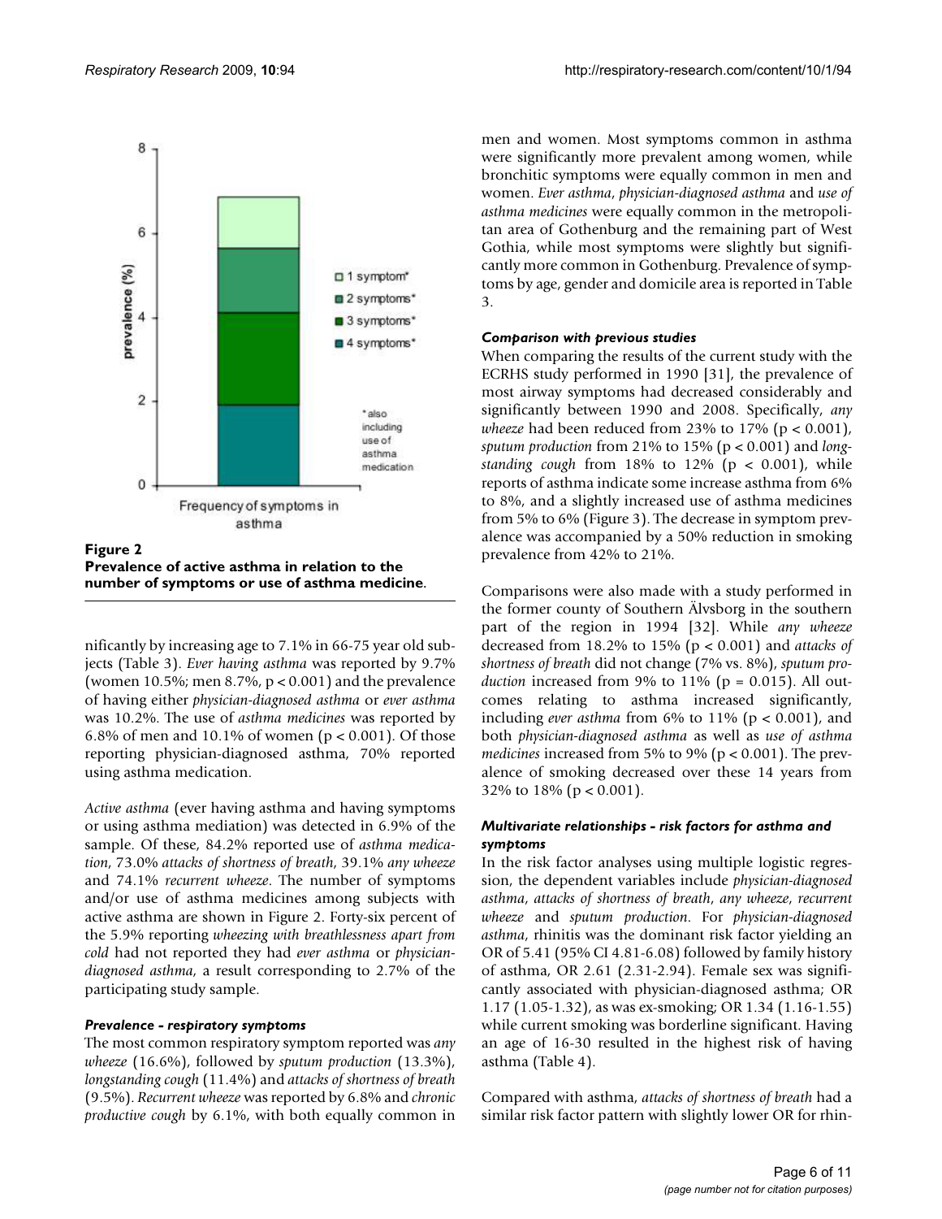**Figure 2**
**Prevalence of active asthma in relation to the number of symptoms or use of asthma medicine.**

nificantly by increasing age to 7.1% in 66-75 year old subjects (Table 3). *Ever having asthma* was reported by 9.7% (women 10.5%; men 8.7%, $p < 0.001$) and the prevalence of having either *physician-diagnosed asthma* or *ever asthma* was 10.2%. The use of *asthma medicines* was reported by 6.8% of men and 10.1% of women ($p < 0.001$). Of those reporting physician-diagnosed asthma, 70% reported using asthma medication.

*Active asthma* (ever having asthma and having symptoms or using asthma mediation) was detected in 6.9% of the sample. Of these, 84.2% reported use of *asthma medication*, 73.0% *attacks of shortness of breath*, 39.1% *any wheeze* and 74.1% *recurrent wheeze*. The number of symptoms and/or use of asthma medicines among subjects with active asthma are shown in Figure 2. Forty-six percent of the 5.9% reporting *wheezing with breathlessness apart from cold* had not reported they had *ever asthma* or *physician-diagnosed asthma*, a result corresponding to 2.7% of the participating study sample.

### *Prevalence - respiratory symptoms*

The most common respiratory symptom reported was *any wheeze* (16.6%), followed by *sputum production* (13.3%), *longstanding cough* (11.4%) and *attacks of shortness of breath* (9.5%). *Recurrent wheeze* was reported by 6.8% and *chronic productive cough* by 6.1%, with both equally common in men and women. Most symptoms common in asthma were significantly more prevalent among women, while bronchitic symptoms were equally common in men and women. *Ever asthma*, *physician-diagnosed asthma* and *use of asthma medicines* were equally common in the metropolitan area of Gothenburg and the remaining part of West Gothia, while most symptoms were slightly but significantly more common in Gothenburg. Prevalence of symptoms by age, gender and domicile area is reported in Table 3.

### *Comparison with previous studies*

When comparing the results of the current study with the ECRHS study performed in 1990 [31], the prevalence of most airway symptoms had decreased considerably and significantly between 1990 and 2008. Specifically, *any wheeze* had been reduced from 23% to 17% ($p < 0.001$), *sputum production* from 21% to 15% ($p < 0.001$) and *longstanding cough* from 18% to 12% ($p < 0.001$), while reports of asthma indicate some increase asthma from 6% to 8%, and a slightly increased use of asthma medicines from 5% to 6% (Figure 3). The decrease in symptom prevalence was accompanied by a 50% reduction in smoking prevalence from 42% to 21%.

Comparisons were also made with a study performed in the former county of Southern Älvsborg in the southern part of the region in 1994 [32]. While *any wheeze* decreased from 18.2% to 15% ($p < 0.001$) and *attacks of shortness of breath* did not change (7% vs. 8%), *sputum production* increased from 9% to 11% ($p = 0.015$). All outcomes relating to asthma increased significantly, including *ever asthma* from 6% to 11% ($p < 0.001$), and both *physician-diagnosed asthma* as well as *use of asthma medicines* increased from 5% to 9% ($p < 0.001$). The prevalence of smoking decreased over these 14 years from 32% to 18% ($p < 0.001$).

### *Multivariate relationships - risk factors for asthma and symptoms*

In the risk factor analyses using multiple logistic regression, the dependent variables include *physician-diagnosed asthma*, *attacks of shortness of breath*, *any wheeze*, *recurrent wheeze* and *sputum production*. For *physician-diagnosed asthma*, rhinitis was the dominant risk factor yielding an OR of 5.41 (95% CI 4.81-6.08) followed by family history of asthma, OR 2.61 (2.31-2.94). Female sex was significantly associated with physician-diagnosed asthma; OR 1.17 (1.05-1.32), as was ex-smoking; OR 1.34 (1.16-1.55) while current smoking was borderline significant. Having an age of 16-30 resulted in the highest risk of having asthma (Table 4).

Compared with asthma, *attacks of shortness of breath* had a similar risk factor pattern with slightly lower OR for rhin-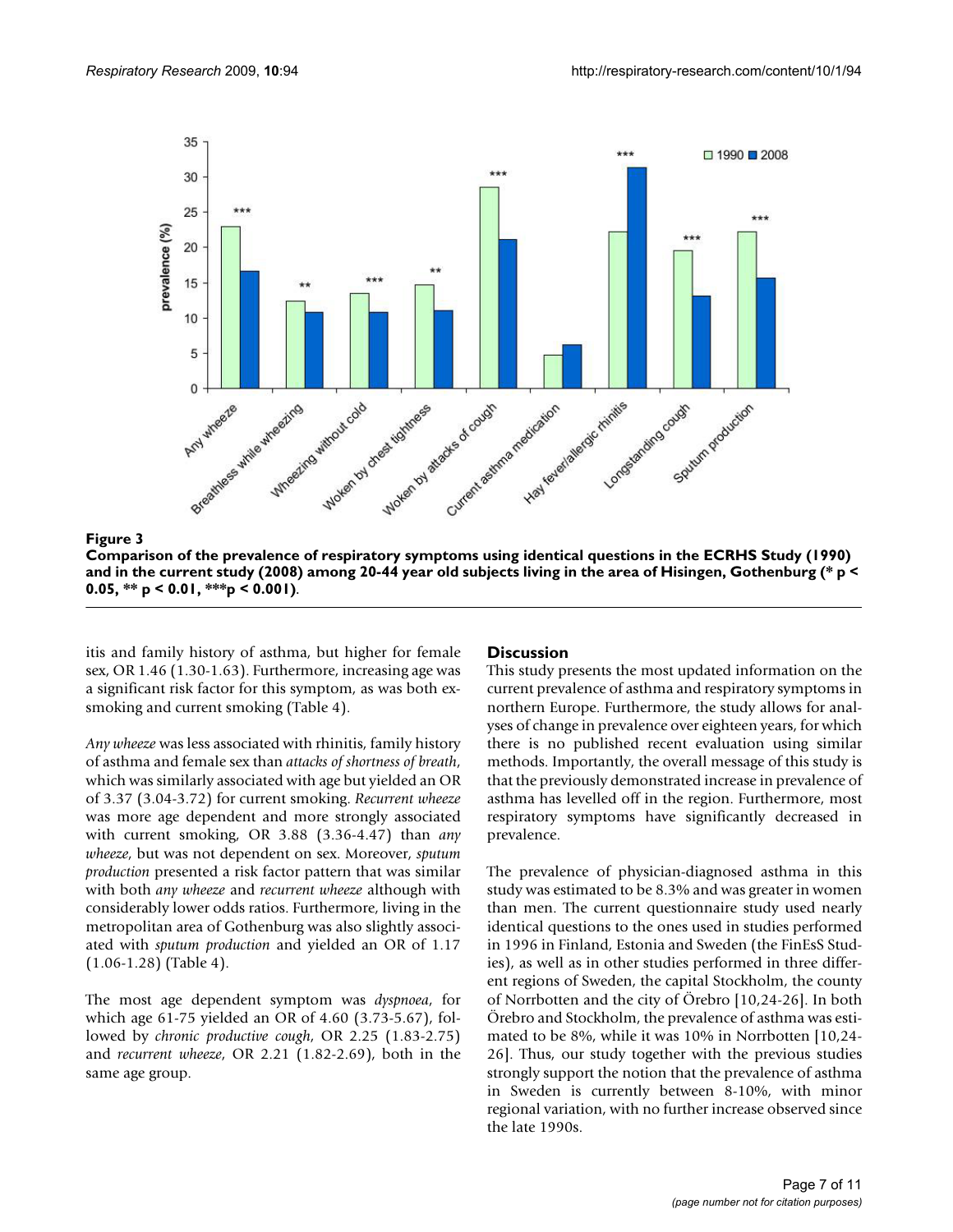**Figure 3**

**Comparison of the prevalence of respiratory symptoms using identical questions in the ECRHS Study (1990) and in the current study (2008) among 20-44 year old subjects living in the area of Hisingen, Gothenburg (* p < 0.05, ** p < 0.01, ***p < 0.001)**.

itis and family history of asthma, but higher for female sex, OR 1.46 (1.30-1.63). Furthermore, increasing age was a significant risk factor for this symptom, as was both ex-smoking and current smoking (Table 4).

*Any wheeze* was less associated with rhinitis, family history of asthma and female sex than *attacks of shortness of breath*, which was similarly associated with age but yielded an OR of 3.37 (3.04-3.72) for current smoking. *Recurrent wheeze* was more age dependent and more strongly associated with current smoking, OR 3.88 (3.36-4.47) than *any wheeze*, but was not dependent on sex. Moreover, *sputum production* presented a risk factor pattern that was similar with both *any wheeze* and *recurrent wheeze* although with considerably lower odds ratios. Furthermore, living in the metropolitan area of Gothenburg was also slightly associated with *sputum production* and yielded an OR of 1.17 (1.06-1.28) (Table 4).

The most age dependent symptom was *dyspnoea*, for which age 61-75 yielded an OR of 4.60 (3.73-5.67), followed by *chronic productive cough*, OR 2.25 (1.83-2.75) and *recurrent wheeze*, OR 2.21 (1.82-2.69), both in the same age group.

## Discussion

This study presents the most updated information on the current prevalence of asthma and respiratory symptoms in northern Europe. Furthermore, the study allows for analyses of change in prevalence over eighteen years, for which there is no published recent evaluation using similar methods. Importantly, the overall message of this study is that the previously demonstrated increase in prevalence of asthma has levelled off in the region. Furthermore, most respiratory symptoms have significantly decreased in prevalence.

The prevalence of physician-diagnosed asthma in this study was estimated to be 8.3% and was greater in women than men. The current questionnaire study used nearly identical questions to the ones used in studies performed in 1996 in Finland, Estonia and Sweden (the FinEsS Studies), as well as in other studies performed in three different regions of Sweden, the capital Stockholm, the county of Norrbotten and the city of Örebro [10,24-26]. In both Örebro and Stockholm, the prevalence of asthma was estimated to be 8%, while it was 10% in Norrbotten [10,24-26]. Thus, our study together with the previous studies strongly support the notion that the prevalence of asthma in Sweden is currently between 8-10%, with minor regional variation, with no further increase observed since the late 1990s.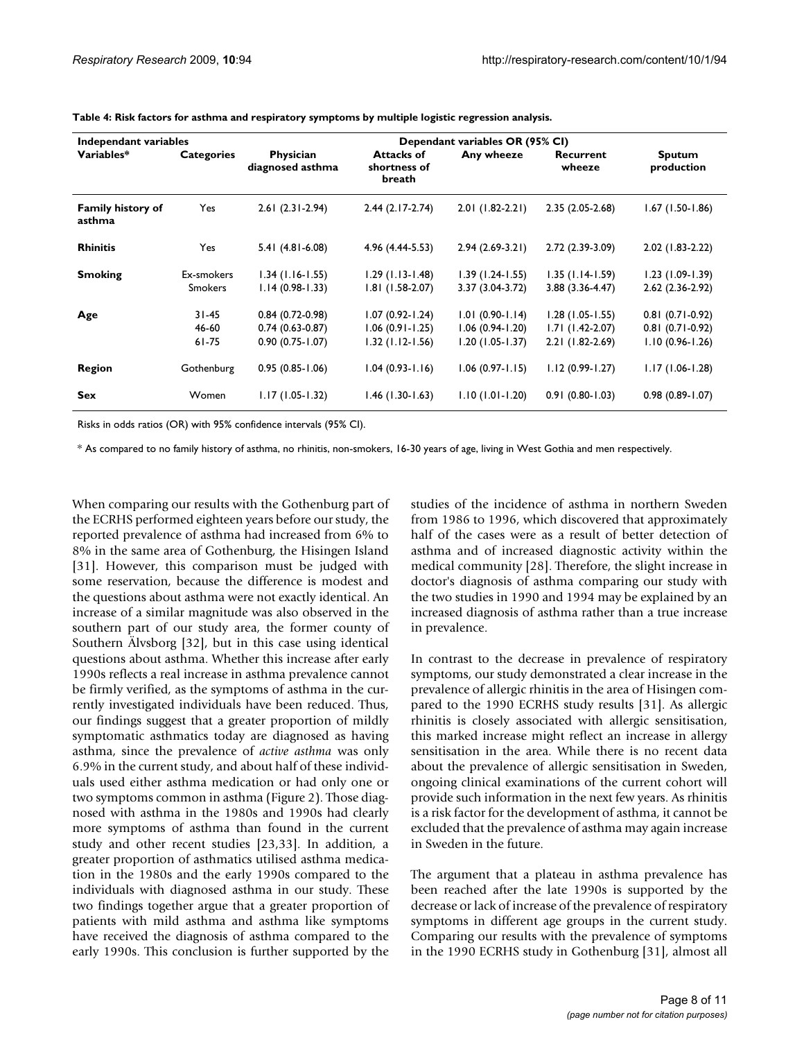**Table 4: Risk factors for asthma and respiratory symptoms by multiple logistic regression analysis.**

| Independant variables | | Dependant variables OR (95% CI) | | | | |
|---|---|---|---|---|---|---|
| **Variables*** | **Categories** | **Physician diagnosed asthma** | **Attacks of shortness of breath** | **Any wheeze** | **Recurrent wheeze** | **Sputum production** |
| **Family history of asthma** | Yes | 2.61 (2.31-2.94) | 2.44 (2.17-2.74) | 2.01 (1.82-2.21) | 2.35 (2.05-2.68) | 1.67 (1.50-1.86) |
| **Rhinitis** | Yes | 5.41 (4.81-6.08) | 4.96 (4.44-5.53) | 2.94 (2.69-3.21) | 2.72 (2.39-3.09) | 2.02 (1.83-2.22) |
| **Smoking** | Ex-smokers | 1.34 (1.16-1.55) | 1.29 (1.13-1.48) | 1.39 (1.24-1.55) | 1.35 (1.14-1.59) | 1.23 (1.09-1.39) |
| | Smokers | 1.14 (0.98-1.33) | 1.81 (1.58-2.07) | 3.37 (3.04-3.72) | 3.88 (3.36-4.47) | 2.62 (2.36-2.92) |
| **Age** | 31-45 | 0.84 (0.72-0.98) | 1.07 (0.92-1.24) | 1.01 (0.90-1.14) | 1.28 (1.05-1.55) | 0.81 (0.71-0.92) |
| | 46-60 | 0.74 (0.63-0.87) | 1.06 (0.91-1.25) | 1.06 (0.94-1.20) | 1.71 (1.42-2.07) | 0.81 (0.71-0.92) |
| | 61-75 | 0.90 (0.75-1.07) | 1.32 (1.12-1.56) | 1.20 (1.05-1.37) | 2.21 (1.82-2.69) | 1.10 (0.96-1.26) |
| **Region** | Gothenburg | 0.95 (0.85-1.06) | 1.04 (0.93-1.16) | 1.06 (0.97-1.15) | 1.12 (0.99-1.27) | 1.17 (1.06-1.28) |
| **Sex** | Women | 1.17 (1.05-1.32) | 1.46 (1.30-1.63) | 1.10 (1.01-1.20) | 0.91 (0.80-1.03) | 0.98 (0.89-1.07) |

Risks in odds ratios (OR) with 95% confidence intervals (95% CI).

* As compared to no family history of asthma, no rhinitis, non-smokers, 16-30 years of age, living in West Gothia and men respectively.

When comparing our results with the Gothenburg part of the ECRHS performed eighteen years before our study, the reported prevalence of asthma had increased from 6% to 8% in the same area of Gothenburg, the Hisingen Island [31]. However, this comparison must be judged with some reservation, because the difference is modest and the questions about asthma were not exactly identical. An increase of a similar magnitude was also observed in the southern part of our study area, the former county of Southern Älvsborg [32], but in this case using identical questions about asthma. Whether this increase after early 1990s reflects a real increase in asthma prevalence cannot be firmly verified, as the symptoms of asthma in the currently investigated individuals have been reduced. Thus, our findings suggest that a greater proportion of mildly symptomatic asthmatics today are diagnosed as having asthma, since the prevalence of *active asthma* was only 6.9% in the current study, and about half of these individuals used either asthma medication or had only one or two symptoms common in asthma (Figure 2). Those diagnosed with asthma in the 1980s and 1990s had clearly more symptoms of asthma than found in the current study and other recent studies [23,33]. In addition, a greater proportion of asthmatics utilised asthma medication in the 1980s and the early 1990s compared to the individuals with diagnosed asthma in our study. These two findings together argue that a greater proportion of patients with mild asthma and asthma like symptoms have received the diagnosis of asthma compared to the early 1990s. This conclusion is further supported by the studies of the incidence of asthma in northern Sweden from 1986 to 1996, which discovered that approximately half of the cases were as a result of better detection of asthma and of increased diagnostic activity within the medical community [28]. Therefore, the slight increase in doctor's diagnosis of asthma comparing our study with the two studies in 1990 and 1994 may be explained by an increased diagnosis of asthma rather than a true increase in prevalence.

In contrast to the decrease in prevalence of respiratory symptoms, our study demonstrated a clear increase in the prevalence of allergic rhinitis in the area of Hisingen compared to the 1990 ECRHS study results [31]. As allergic rhinitis is closely associated with allergic sensitisation, this marked increase might reflect an increase in allergy sensitisation in the area. While there is no recent data about the prevalence of allergic sensitisation in Sweden, ongoing clinical examinations of the current cohort will provide such information in the next few years. As rhinitis is a risk factor for the development of asthma, it cannot be excluded that the prevalence of asthma may again increase in Sweden in the future.

The argument that a plateau in asthma prevalence has been reached after the late 1990s is supported by the decrease or lack of increase of the prevalence of respiratory symptoms in different age groups in the current study. Comparing our results with the prevalence of symptoms in the 1990 ECRHS study in Gothenburg [31], almost all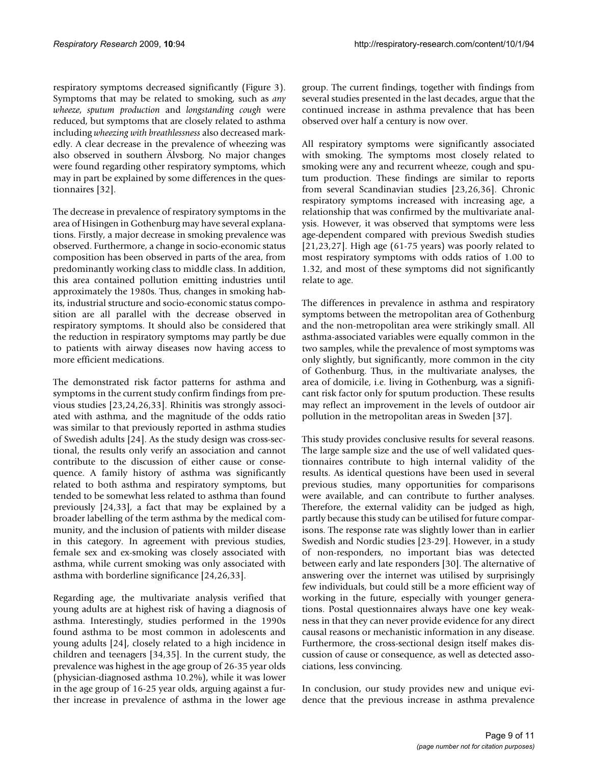respiratory symptoms decreased significantly (Figure 3). Symptoms that may be related to smoking, such as *any wheeze*, *sputum production* and *longstanding cough* were reduced, but symptoms that are closely related to asthma including *wheezing with breathlessness* also decreased markedly. A clear decrease in the prevalence of wheezing was also observed in southern Älvsborg. No major changes were found regarding other respiratory symptoms, which may in part be explained by some differences in the questionnaires [32].

The decrease in prevalence of respiratory symptoms in the area of Hisingen in Gothenburg may have several explanations. Firstly, a major decrease in smoking prevalence was observed. Furthermore, a change in socio-economic status composition has been observed in parts of the area, from predominantly working class to middle class. In addition, this area contained pollution emitting industries until approximately the 1980s. Thus, changes in smoking habits, industrial structure and socio-economic status composition are all parallel with the decrease observed in respiratory symptoms. It should also be considered that the reduction in respiratory symptoms may partly be due to patients with airway diseases now having access to more efficient medications.

The demonstrated risk factor patterns for asthma and symptoms in the current study confirm findings from previous studies [23,24,26,33]. Rhinitis was strongly associated with asthma, and the magnitude of the odds ratio was similar to that previously reported in asthma studies of Swedish adults [24]. As the study design was cross-sectional, the results only verify an association and cannot contribute to the discussion of either cause or consequence. A family history of asthma was significantly related to both asthma and respiratory symptoms, but tended to be somewhat less related to asthma than found previously [24,33], a fact that may be explained by a broader labelling of the term asthma by the medical community, and the inclusion of patients with milder disease in this category. In agreement with previous studies, female sex and ex-smoking was closely associated with asthma, while current smoking was only associated with asthma with borderline significance [24,26,33].

Regarding age, the multivariate analysis verified that young adults are at highest risk of having a diagnosis of asthma. Interestingly, studies performed in the 1990s found asthma to be most common in adolescents and young adults [24], closely related to a high incidence in children and teenagers [34,35]. In the current study, the prevalence was highest in the age group of 26-35 year olds (physician-diagnosed asthma 10.2%), while it was lower in the age group of 16-25 year olds, arguing against a further increase in prevalence of asthma in the lower age group. The current findings, together with findings from several studies presented in the last decades, argue that the continued increase in asthma prevalence that has been observed over half a century is now over.

All respiratory symptoms were significantly associated with smoking. The symptoms most closely related to smoking were any and recurrent wheeze, cough and sputum production. These findings are similar to reports from several Scandinavian studies [23,26,36]. Chronic respiratory symptoms increased with increasing age, a relationship that was confirmed by the multivariate analysis. However, it was observed that symptoms were less age-dependent compared with previous Swedish studies [21,23,27]. High age (61-75 years) was poorly related to most respiratory symptoms with odds ratios of 1.00 to 1.32, and most of these symptoms did not significantly relate to age.

The differences in prevalence in asthma and respiratory symptoms between the metropolitan area of Gothenburg and the non-metropolitan area were strikingly small. All asthma-associated variables were equally common in the two samples, while the prevalence of most symptoms was only slightly, but significantly, more common in the city of Gothenburg. Thus, in the multivariate analyses, the area of domicile, i.e. living in Gothenburg, was a significant risk factor only for sputum production. These results may reflect an improvement in the levels of outdoor air pollution in the metropolitan areas in Sweden [37].

This study provides conclusive results for several reasons. The large sample size and the use of well validated questionnaires contribute to high internal validity of the results. As identical questions have been used in several previous studies, many opportunities for comparisons were available, and can contribute to further analyses. Therefore, the external validity can be judged as high, partly because this study can be utilised for future comparisons. The response rate was slightly lower than in earlier Swedish and Nordic studies [23-29]. However, in a study of non-responders, no important bias was detected between early and late responders [30]. The alternative of answering over the internet was utilised by surprisingly few individuals, but could still be a more efficient way of working in the future, especially with younger generations. Postal questionnaires always have one key weakness in that they can never provide evidence for any direct causal reasons or mechanistic information in any disease. Furthermore, the cross-sectional design itself makes discussion of cause or consequence, as well as detected associations, less convincing.

In conclusion, our study provides new and unique evidence that the previous increase in asthma prevalence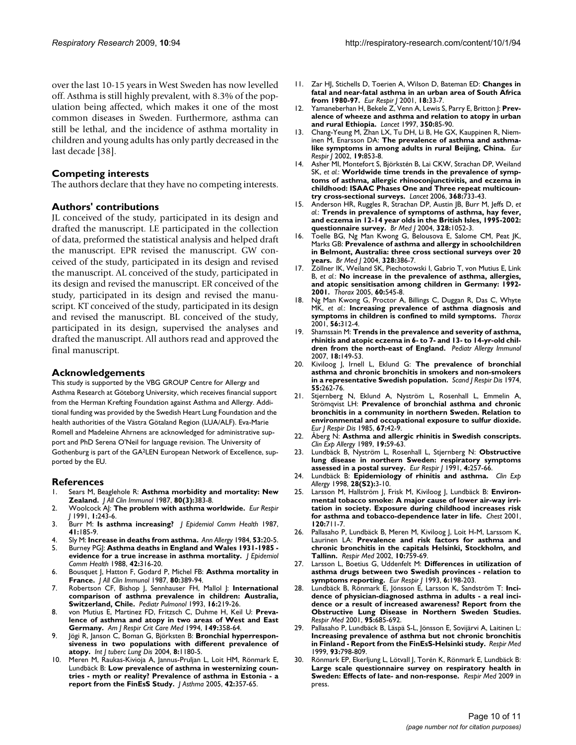over the last 10-15 years in West Sweden has now levelled off. Asthma is still highly prevalent, with 8.3% of the population being affected, which makes it one of the most common diseases in Sweden. Furthermore, asthma can still be lethal, and the incidence of asthma mortality in children and young adults has only partly decreased in the last decade [38].

## Competing interests

The authors declare that they have no competing interests.

## Authors' contributions

JL conceived of the study, participated in its design and drafted the manuscript. LE participated in the collection of data, preformed the statistical analysis and helped draft the manuscript. EPR revised the manuscript. GW conceived of the study, participated in its design and revised the manuscript. AL conceived of the study, participated in its design and revised the manuscript. ER conceived of the study, participated in its design and revised the manuscript. KT conceived of the study, participated in its design and revised the manuscript. BL conceived of the study, participated in its design, supervised the analyses and drafted the manuscript. All authors read and approved the final manuscript.

## Acknowledgements

This study is supported by the VBG GROUP Centre for Allergy and Asthma Research at Göteborg University, which receives financial support from the Herman Krefting Foundation against Asthma and Allergy. Additional funding was provided by the Swedish Heart Lung Foundation and the health authorities of the Västra Götaland Region (LUA/ALF). Eva-Marie Romell and Madeleine Ahrnens are acknowledged for administrative support and PhD Serena O'Neil for language revision. The University of Gothenburg is part of the GA²LEN European Network of Excellence, supported by the EU.

## References

1. Sears M, Beaglehole R: **Asthma morbidity and mortality: New Zealand.** *J All Clin Immunol* 1987, **80(3)**:383-8.
2. Woolcock AJ: **The problem with asthma worldwide.** *Eur Respir J* 1991, **1**:243-6.
3. Burr M: **Is asthma increasing?** *J Epidemiol Comm Health* 1987, **41**:185-9.
4. Sly M: **Increase in deaths from asthma.** *Ann Allergy* 1984, **53**:20-5.
5. Burney PGJ: **Asthma deaths in England and Wales 1931-1985 - evidence for a true increase in asthma mortality.** *J Epidemiol Comm Health* 1988, **42**:316-20.
6. Bousquet J, Hatton F, Godard P, Michel FB: **Asthma mortality in France.** *J All Clin Immunol* 1987, **80**:389-94.
7. Robertson CF, Bishop J, Sennhauser FH, Mallol J: **International comparison of asthma prevalence in children: Australia, Switzerland, Chile.** *Pediatr Pulmonol* 1993, **16**:219-26.
8. von Mutius E, Martinez FD, Fritzsch C, Duhme H, Keil U: **Prevalence of asthma and atopy in two areas of West and East Germany.** *Am J Respir Crit Care Med* 1994, **149**:358-64.
9. Jõgi R, Janson C, Boman G, Björksten B: **Bronchial hyperresponsiveness in two populations with different prevalence of atopy.** *Int J tuberc Lung Dis* 2004, **8**:1180-5.
10. Meren M, Raukas-Kivioja A, Jannus-Pruljan L, Loit HM, Rönmark E, Lundbäck B: **Low prevalence of asthma in westernizing countries - myth or reality? Prevalence of asthma in Estonia - a report from the FinEsS Study.** *J Asthma* 2005, **42**:357-65.
11. Zar HJ, Stichells D, Toerien A, Wilson D, Bateman ED: **Changes in fatal and near-fatal asthma in an urban area of South Africa from 1980-97.** *Eur Respir J* 2001, **18**:33-7.
12. Yamaneberhan H, Bekele Z, Venn A, Lewis S, Parry E, Britton J: **Prevalence of wheeze and asthma and relation to atopy in urban and rural Ethiopia.** *Lancet* 1997, **350**:85-90.
13. Chang-Yeung M, Zhan LX, Tu DH, Li B, He GX, Kauppinen R, Nieminen M, Enarsson DA: **The prevalence of asthma and asthma-like symptoms in among adults in rural Beijing, China.** *Eur Respir J* 2002, **19**:853-8.
14. Asher MI, Montefort S, Björkstén B, Lai CKW, Strachan DP, Weiland SK, *et al.*: **Worldwide time trends in the prevalence of symptoms of asthma, allergic rhinoconjunctivitis, and eczema in childhood: ISAAC Phases One and Three repeat multicountry cross-sectional surveys.** *Lancet* 2006, **368**:733-43.
15. Anderson HR, Ruggles R, Strachan DP, Austin JB, Burr M, Jeffs D, *et al.*: **Trends in prevalence of symptoms of asthma, hay fever, and eczema in 12-14 year olds in the British Isles, 1995-2002: questionnaire survey.** *Br Med J* 2004, **328**:1052-3.
16. Toelle BG, Ng Man Kwong G, Belousova E, Salome CM, Peat JK, Marks GB: **Prevalence of asthma and allergy in schoolchildren in Belmont, Australia: three cross sectional surveys over 20 years.** *Br Med J* 2004, **328**:386-7.
17. Zöllner IK, Weiland SK, Piechotowski I, Gabrio T, von Mutius E, Link B, *et al.*: **No increase in the prevalence of asthma, allergies, and atopic sensitisation among children in Germany: 1992-2001.** *Thorax* 2005, **60**:545-8.
18. Ng Man Kwong G, Proctor A, Billings C, Duggan R, Das C, Whyte MK, *et al.*: **Increasing prevalence of asthma diagnosis and symptoms in children is confined to mild symptoms.** *Thorax* 2001, **56**:312-4.
19. Shamssain M: **Trends in the prevalence and severity of asthma, rhinitis and atopic eczema in 6- to 7- and 13- to 14-yr-old children from the north-east of England.** *Pediatr Allergy Immunol* 2007, **18**:149-53.
20. Kiviloog J, Irnell L, Eklund G: **The prevalence of bronchial asthma and chronic bronchitis in smokers and non-smokers in a representative Swedish population.** *Scand J Respir Dis* 1974, **55**:262-76.
21. Stjernberg N, Eklund A, Nyström L, Rosenhall L, Emmelin A, Strömqvist LH: **Prevalence of bronchial asthma and chronic bronchitis in a community in northern Sweden. Relation to environmental and occupational exposure to sulfur dioxide.** *Eur J Respir Dis* 1985, **67**:42-9.
22. Åberg N: **Asthma and allergic rhinitis in Swedish conscripts.** *Clin Exp Allergy* 1989, **19**:59-63.
23. Lundbäck B, Nyström L, Rosenhall L, Stjernberg N: **Obstructive lung disease in northern Sweden: respiratory symptoms assessed in a postal survey.** *Eur Respir J* 1991, **4**:257-66.
24. Lundbäck B: **Epidemiology of rhinitis and asthma.** *Clin Exp Allergy* 1998, **28(S2)**:3-10.
25. Larsson M, Hallström J, Frisk M, Kiviloog J, Lundbäck B: **Environmental tobacco smoke: A major cause of lower air-way irritation in society. Exposure during childhood increases risk for asthma and tobacco-dependence later in life.** *Chest* 2001, **120**:711-7.
26. Pallasaho P, Lundbäck B, Meren M, Kiviloog J, Loit H-M, Larssom K, Laurinen LA: **Prevalence and risk factors for asthma and chronic bronchitis in the capitals Helsinki, Stockholm, and Tallinn.** *Respir Med* 2002, **10**:759-69.
27. Larsson L, Boetius G, Uddenfelt M: **Differences in utilization of asthma drugs between two Swedish provinces - relation to symptoms reporting.** *Eur Respir J* 1993, **6**:198-203.
28. Lundbäck B, Rönmark E, Jönsson E, Larsson K, Sandström T: **Incidence of physician-diagnosed asthma in adults - a real incidence or a result of increased awareness? Report from the Obstructive Lung Disease in Northern Sweden Studies.** *Respir Med* 2001, **95**:685-692.
29. Pallasaho P, Lundbäck B, Läspä S-L, Jönsson E, Sovijärvi A, Laitinen L: **Increasing prevalence of asthma but not chronic bronchitis in Finland - Report from the FinEsS-Helsinki study.** *Respir Med* 1999, **93**:798-809.
30. Rönmark EP, Ekerljung L, Lötvall J, Torén K, Rönmark E, Lundbäck B: **Large scale questionnaire survey on respiratory health in Sweden: Effects of late- and non-response.** *Respir Med* 2009 in press.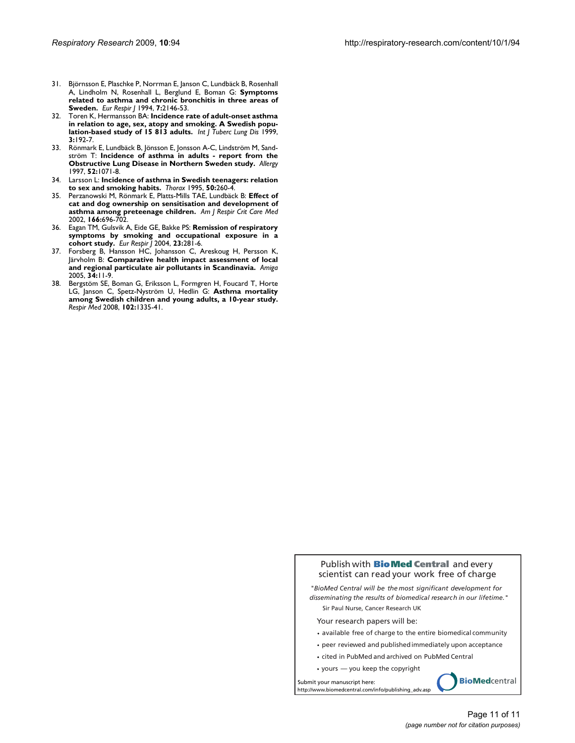31. Björnsson E, Plaschke P, Norrman E, Janson C, Lundbäck B, Rosenhall A, Lindholm N, Rosenhall L, Berglund E, Boman G: **Symptoms related to asthma and chronic bronchitis in three areas of Sweden.** *Eur Respir J* 1994, **7:**2146-53.
32. Toren K, Hermansson BA: **Incidence rate of adult-onset asthma in relation to age, sex, atopy and smoking. A Swedish population-based study of 15 813 adults.** *Int J Tuberc Lung Dis* 1999, **3:**192-7.
33. Rönmark E, Lundbäck B, Jönsson E, Jonsson A-C, Lindström M, Sandström T: **Incidence of asthma in adults - report from the Obstructive Lung Disease in Northern Sweden study.** *Allergy* 1997, **52:**1071-8.
34. Larsson L: **Incidence of asthma in Swedish teenagers: relation to sex and smoking habits.** *Thorax* 1995, **50:**260-4.
35. Perzanowski M, Rönmark E, Platts-Mills TAE, Lundbäck B: **Effect of cat and dog ownership on sensitisation and development of asthma among preteenage children.** *Am J Respir Crit Care Med* 2002, **166:**696-702.
36. Eagan TM, Gulsvik A, Eide GE, Bakke PS: **Remission of respiratory symptoms by smoking and occupational exposure in a cohort study.** *Eur Respir J* 2004, **23:**281-6.
37. Forsberg B, Hansson HC, Johansson C, Areskoug H, Persson K, Järvholm B: **Comparative health impact assessment of local and regional particulate air pollutants in Scandinavia.** *Amiga* 2005, **34:**11-9.
38. Bergstöm SE, Boman G, Eriksson L, Formgren H, Foucard T, Horte LG, Janson C, Spetz-Nyström U, Hedlin G: **Asthma mortality among Swedish children and young adults, a 10-year study.** *Respir Med* 2008, **102:**1335-41.

Publish with **BioMed Central** and every scientist can read your work free of charge

*"BioMed Central will be the most significant development for disseminating the results of biomedical research in our lifetime."*

Sir Paul Nurse, Cancer Research UK

Your research papers will be:

- available free of charge to the entire biomedical community
- peer reviewed and published immediately upon acceptance
- cited in PubMed and archived on PubMed Central
- yours — you keep the copyright

Submit your manuscript here:
http://www.biomedcentral.com/info/publishing_adv.asp

**BioMed**central